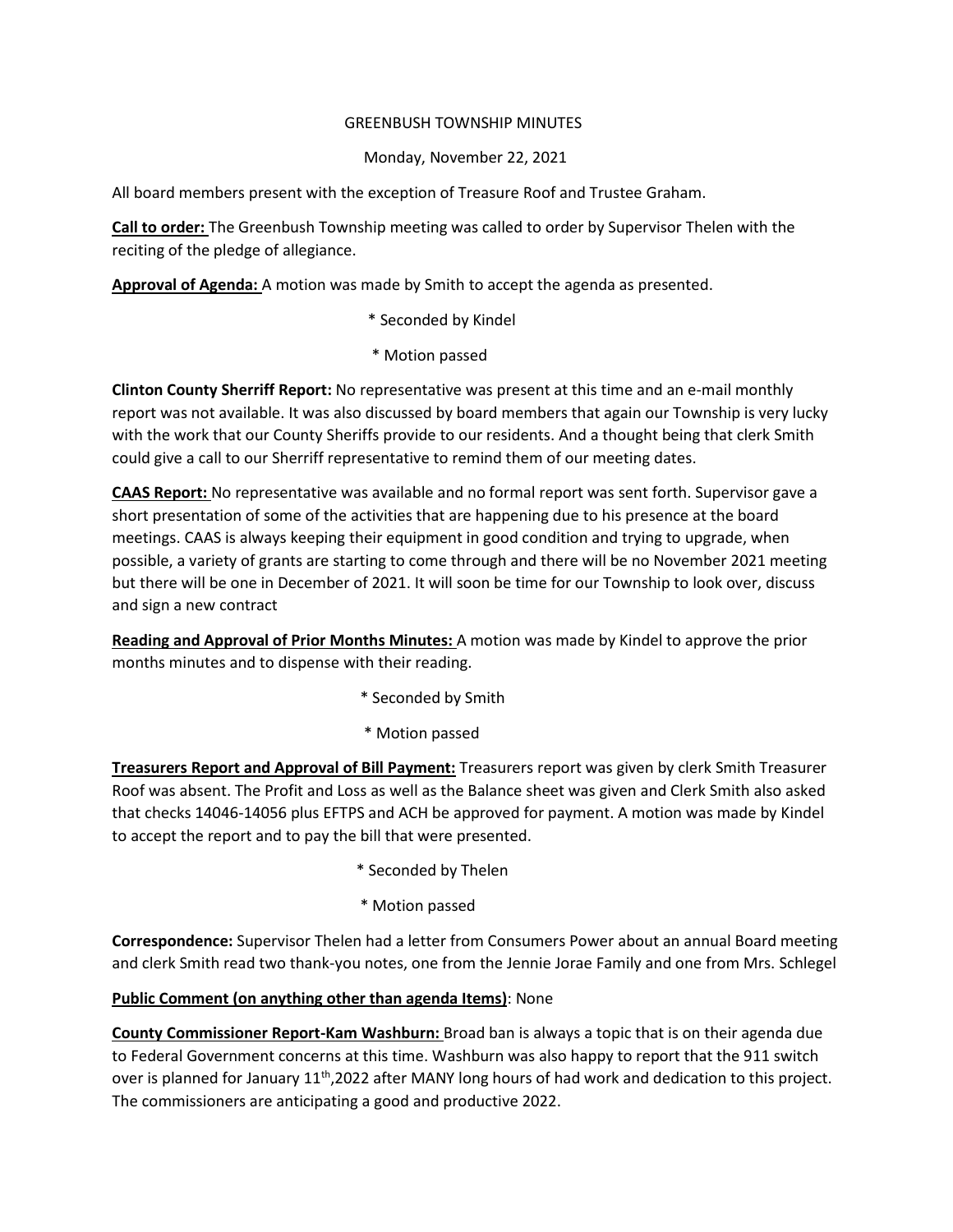GREENBUSH TOWNSHIP MINUTES

Monday, November 22, 2021

All board members present with the exception of Treasure Roof and Trustee Graham.

**Call to order:** The Greenbush Township meeting was called to order by Supervisor Thelen with the reciting of the pledge of allegiance.

**Approval of Agenda:** A motion was made by Smith to accept the agenda as presented.

* Seconded by Kindel

* Motion passed

**Clinton County Sherriff Report:** No representative was present at this time and an e-mail monthly report was not available. It was also discussed by board members that again our Township is very lucky with the work that our County Sheriffs provide to our residents. And a thought being that clerk Smith could give a call to our Sherriff representative to remind them of our meeting dates.

**CAAS Report:** No representative was available and no formal report was sent forth. Supervisor gave a short presentation of some of the activities that are happening due to his presence at the board meetings. CAAS is always keeping their equipment in good condition and trying to upgrade, when possible, a variety of grants are starting to come through and there will be no November 2021 meeting but there will be one in December of 2021. It will soon be time for our Township to look over, discuss and sign a new contract

**Reading and Approval of Prior Months Minutes:** A motion was made by Kindel to approve the prior months minutes and to dispense with their reading.

* Seconded by Smith

* Motion passed

**Treasurers Report and Approval of Bill Payment:** Treasurers report was given by clerk Smith Treasurer Roof was absent. The Profit and Loss as well as the Balance sheet was given and Clerk Smith also asked that checks 14046-14056 plus EFTPS and ACH be approved for payment. A motion was made by Kindel to accept the report and to pay the bill that were presented.

* Seconded by Thelen

* Motion passed

**Correspondence:** Supervisor Thelen had a letter from Consumers Power about an annual Board meeting and clerk Smith read two thank-you notes, one from the Jennie Jorae Family and one from Mrs. Schlegel

**Public Comment (on anything other than agenda Items)**: None

**County Commissioner Report-Kam Washburn:** Broad ban is always a topic that is on their agenda due to Federal Government concerns at this time. Washburn was also happy to report that the 911 switch over is planned for January 11th,2022 after MANY long hours of had work and dedication to this project. The commissioners are anticipating a good and productive 2022.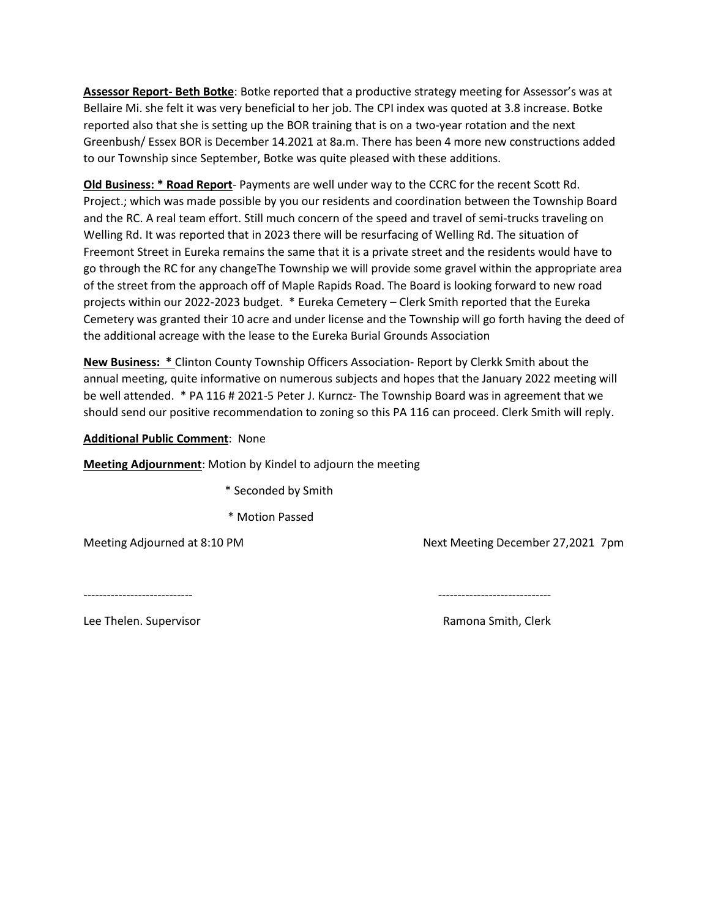**Assessor Report- Beth Botke**: Botke reported that a productive strategy meeting for Assessor's was at Bellaire Mi. she felt it was very beneficial to her job. The CPI index was quoted at 3.8 increase. Botke reported also that she is setting up the BOR training that is on a two-year rotation and the next Greenbush/ Essex BOR is December 14.2021 at 8a.m. There has been 4 more new constructions added to our Township since September, Botke was quite pleased with these additions.

**Old Business: * Road Report**- Payments are well under way to the CCRC for the recent Scott Rd. Project.; which was made possible by you our residents and coordination between the Township Board and the RC. A real team effort. Still much concern of the speed and travel of semi-trucks traveling on Welling Rd. It was reported that in 2023 there will be resurfacing of Welling Rd. The situation of Freemont Street in Eureka remains the same that it is a private street and the residents would have to go through the RC for any changeThe Township we will provide some gravel within the appropriate area of the street from the approach off of Maple Rapids Road. The Board is looking forward to new road projects within our 2022-2023 budget. * Eureka Cemetery – Clerk Smith reported that the Eureka Cemetery was granted their 10 acre and under license and the Township will go forth having the deed of the additional acreage with the lease to the Eureka Burial Grounds Association

**New Business: *** Clinton County Township Officers Association- Report by Clerkk Smith about the annual meeting, quite informative on numerous subjects and hopes that the January 2022 meeting will be well attended. * PA 116 # 2021-5 Peter J. Kurncz- The Township Board was in agreement that we should send our positive recommendation to zoning so this PA 116 can proceed. Clerk Smith will reply.

**Additional Public Comment**: None

**Meeting Adjournment**: Motion by Kindel to adjourn the meeting

* Seconded by Smith

* Motion Passed

Meeting Adjourned at 8:10 PM    Next Meeting December 27,2021 7pm

----------------------------    ----------------------------

Lee Thelen. Supervisor    Ramona Smith, Clerk